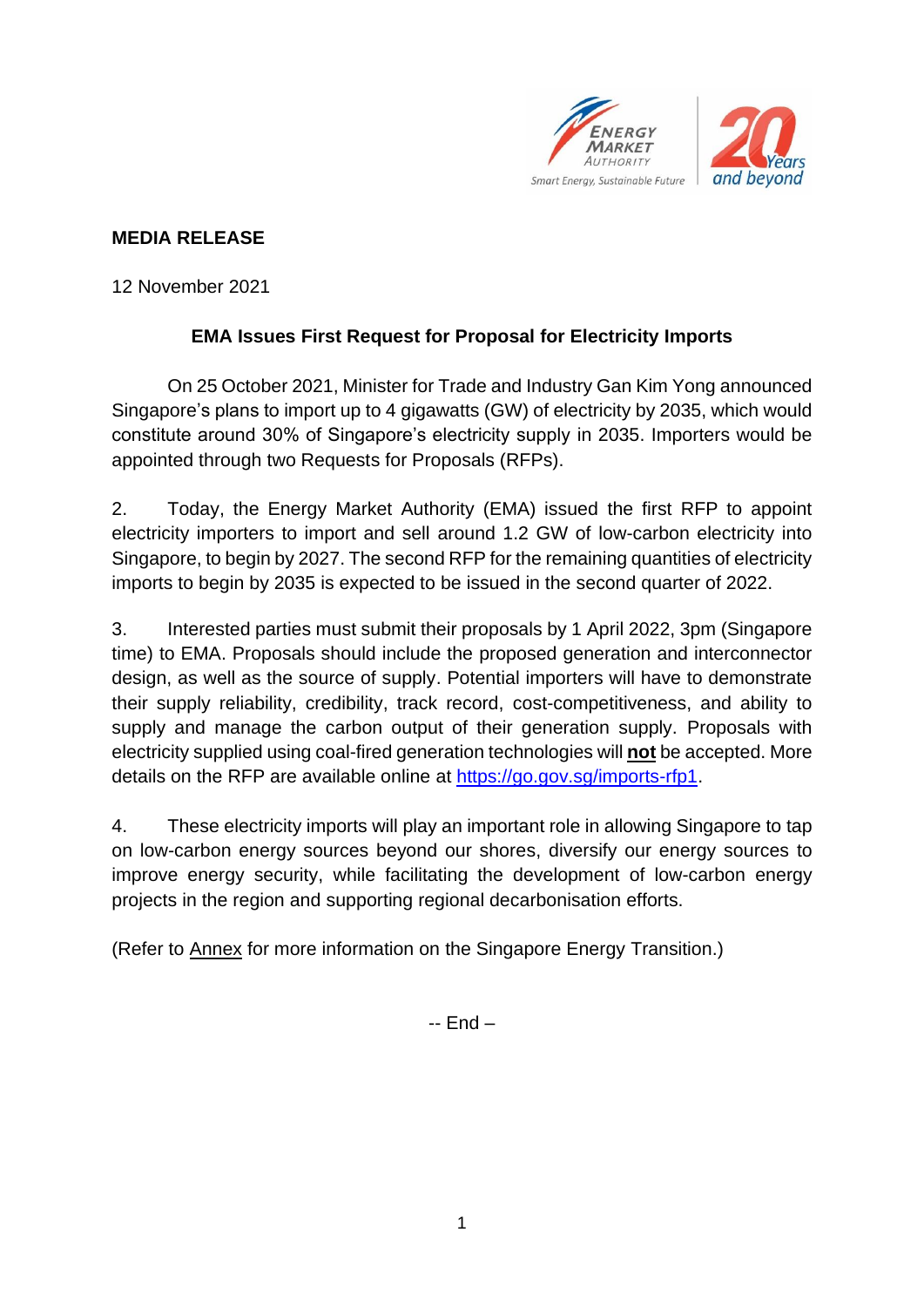**MEDIA RELEASE**

12 November 2021

## EMA Issues First Request for Proposal for Electricity Imports

On 25 October 2021, Minister for Trade and Industry Gan Kim Yong announced Singapore's plans to import up to 4 gigawatts (GW) of electricity by 2035, which would constitute around 30% of Singapore's electricity supply in 2035. Importers would be appointed through two Requests for Proposals (RFPs).

2. Today, the Energy Market Authority (EMA) issued the first RFP to appoint electricity importers to import and sell around 1.2 GW of low-carbon electricity into Singapore, to begin by 2027. The second RFP for the remaining quantities of electricity imports to begin by 2035 is expected to be issued in the second quarter of 2022.

3. Interested parties must submit their proposals by 1 April 2022, 3pm (Singapore time) to EMA. Proposals should include the proposed generation and interconnector design, as well as the source of supply. Potential importers will have to demonstrate their supply reliability, credibility, track record, cost-competitiveness, and ability to supply and manage the carbon output of their generation supply. Proposals with electricity supplied using coal-fired generation technologies will **not** be accepted. More details on the RFP are available online at https://go.gov.sg/imports-rfp1.

4. These electricity imports will play an important role in allowing Singapore to tap on low-carbon energy sources beyond our shores, diversify our energy sources to improve energy security, while facilitating the development of low-carbon energy projects in the region and supporting regional decarbonisation efforts.

(Refer to Annex for more information on the Singapore Energy Transition.)

-- End –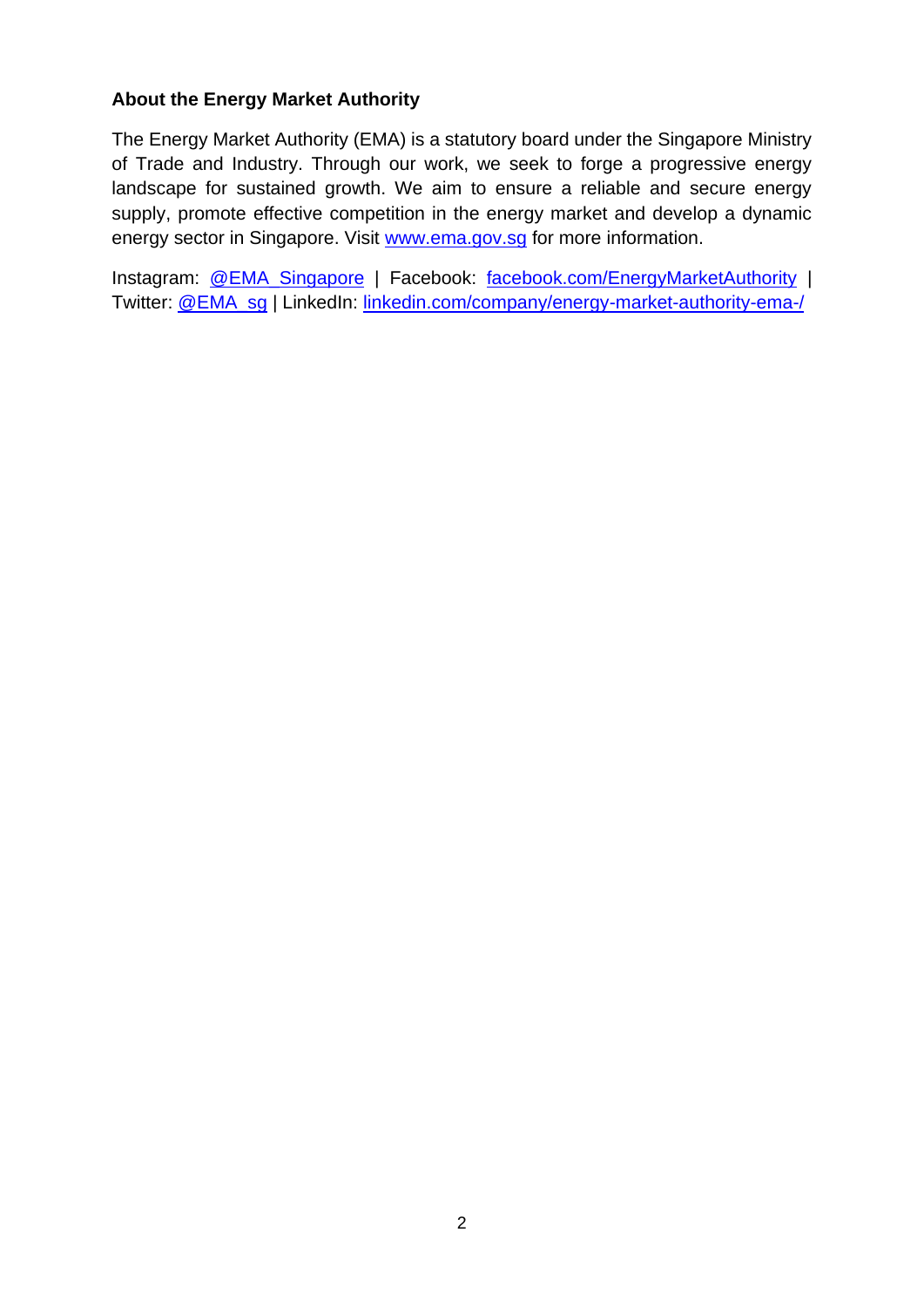**About the Energy Market Authority**

The Energy Market Authority (EMA) is a statutory board under the Singapore Ministry of Trade and Industry. Through our work, we seek to forge a progressive energy landscape for sustained growth. We aim to ensure a reliable and secure energy supply, promote effective competition in the energy market and develop a dynamic energy sector in Singapore. Visit [www.ema.gov.sg](http://www.ema.gov.sg) for more information.

Instagram: @EMA_Singapore | Facebook: facebook.com/EnergyMarketAuthority | Twitter: @EMA_sg | LinkedIn: linkedin.com/company/energy-market-authority-ema-/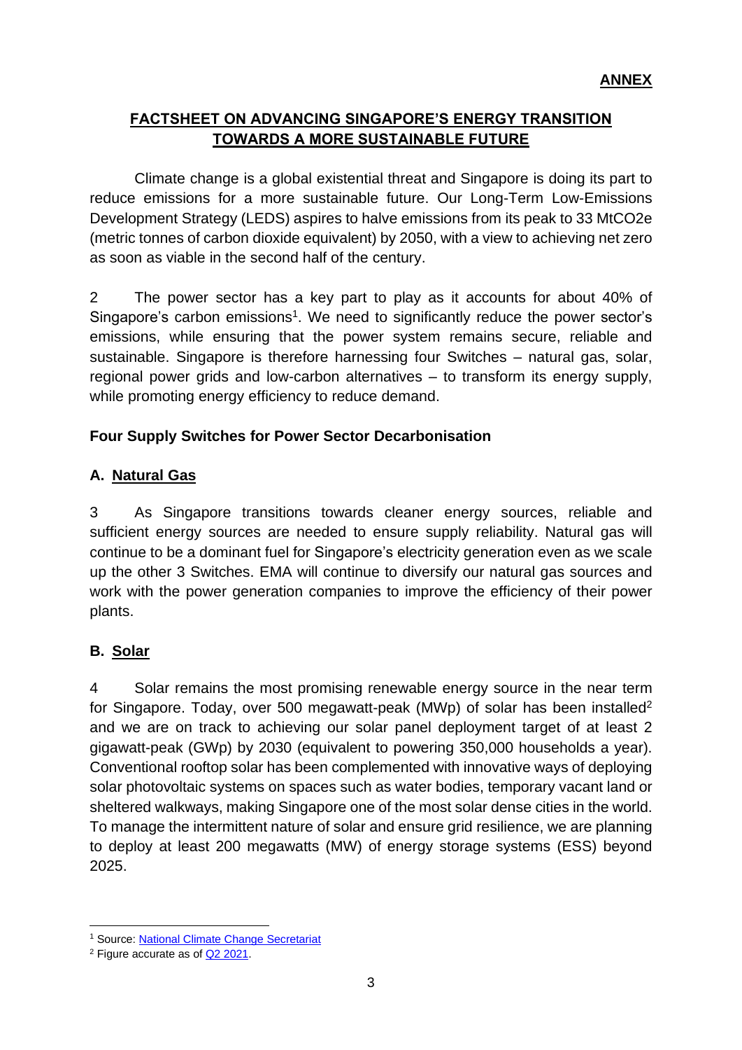**ANNEX**

## FACTSHEET ON ADVANCING SINGAPORE'S ENERGY TRANSITION TOWARDS A MORE SUSTAINABLE FUTURE

Climate change is a global existential threat and Singapore is doing its part to reduce emissions for a more sustainable future. Our Long-Term Low-Emissions Development Strategy (LEDS) aspires to halve emissions from its peak to 33 MtCO2e (metric tonnes of carbon dioxide equivalent) by 2050, with a view to achieving net zero as soon as viable in the second half of the century.

2 The power sector has a key part to play as it accounts for about 40% of Singapore's carbon emissions[1]. We need to significantly reduce the power sector's emissions, while ensuring that the power system remains secure, reliable and sustainable. Singapore is therefore harnessing four Switches – natural gas, solar, regional power grids and low-carbon alternatives – to transform its energy supply, while promoting energy efficiency to reduce demand.

### Four Supply Switches for Power Sector Decarbonisation

### A. Natural Gas

3 As Singapore transitions towards cleaner energy sources, reliable and sufficient energy sources are needed to ensure supply reliability. Natural gas will continue to be a dominant fuel for Singapore's electricity generation even as we scale up the other 3 Switches. EMA will continue to diversify our natural gas sources and work with the power generation companies to improve the efficiency of their power plants.

### B. Solar

4 Solar remains the most promising renewable energy source in the near term for Singapore. Today, over 500 megawatt-peak (MWp) of solar has been installed[2] and we are on track to achieving our solar panel deployment target of at least 2 gigawatt-peak (GWp) by 2030 (equivalent to powering 350,000 households a year). Conventional rooftop solar has been complemented with innovative ways of deploying solar photovoltaic systems on spaces such as water bodies, temporary vacant land or sheltered walkways, making Singapore one of the most solar dense cities in the world. To manage the intermittent nature of solar and ensure grid resilience, we are planning to deploy at least 200 megawatts (MW) of energy storage systems (ESS) beyond 2025.

---

[1] Source: National Climate Change Secretariat

[2] Figure accurate as of Q2 2021.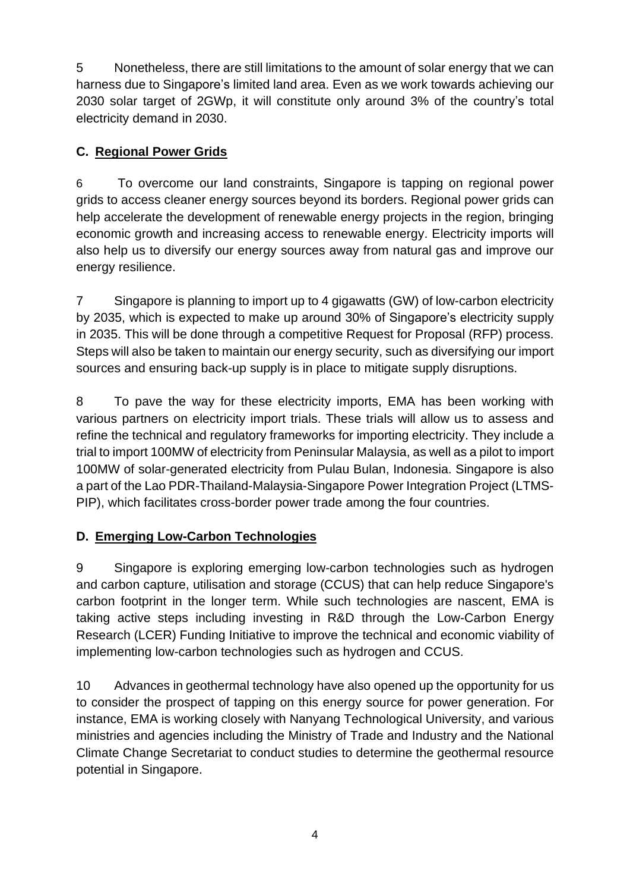5 Nonetheless, there are still limitations to the amount of solar energy that we can harness due to Singapore's limited land area. Even as we work towards achieving our 2030 solar target of 2GWp, it will constitute only around 3% of the country's total electricity demand in 2030.

## C. <u>Regional Power Grids</u>

6 To overcome our land constraints, Singapore is tapping on regional power grids to access cleaner energy sources beyond its borders. Regional power grids can help accelerate the development of renewable energy projects in the region, bringing economic growth and increasing access to renewable energy. Electricity imports will also help us to diversify our energy sources away from natural gas and improve our energy resilience.

7 Singapore is planning to import up to 4 gigawatts (GW) of low-carbon electricity by 2035, which is expected to make up around 30% of Singapore's electricity supply in 2035. This will be done through a competitive Request for Proposal (RFP) process. Steps will also be taken to maintain our energy security, such as diversifying our import sources and ensuring back-up supply is in place to mitigate supply disruptions.

8 To pave the way for these electricity imports, EMA has been working with various partners on electricity import trials. These trials will allow us to assess and refine the technical and regulatory frameworks for importing electricity. They include a trial to import 100MW of electricity from Peninsular Malaysia, as well as a pilot to import 100MW of solar-generated electricity from Pulau Bulan, Indonesia. Singapore is also a part of the Lao PDR-Thailand-Malaysia-Singapore Power Integration Project (LTMS-PIP), which facilitates cross-border power trade among the four countries.

## D. <u>Emerging Low-Carbon Technologies</u>

9 Singapore is exploring emerging low-carbon technologies such as hydrogen and carbon capture, utilisation and storage (CCUS) that can help reduce Singapore's carbon footprint in the longer term. While such technologies are nascent, EMA is taking active steps including investing in R&D through the Low-Carbon Energy Research (LCER) Funding Initiative to improve the technical and economic viability of implementing low-carbon technologies such as hydrogen and CCUS.

10 Advances in geothermal technology have also opened up the opportunity for us to consider the prospect of tapping on this energy source for power generation. For instance, EMA is working closely with Nanyang Technological University, and various ministries and agencies including the Ministry of Trade and Industry and the National Climate Change Secretariat to conduct studies to determine the geothermal resource potential in Singapore.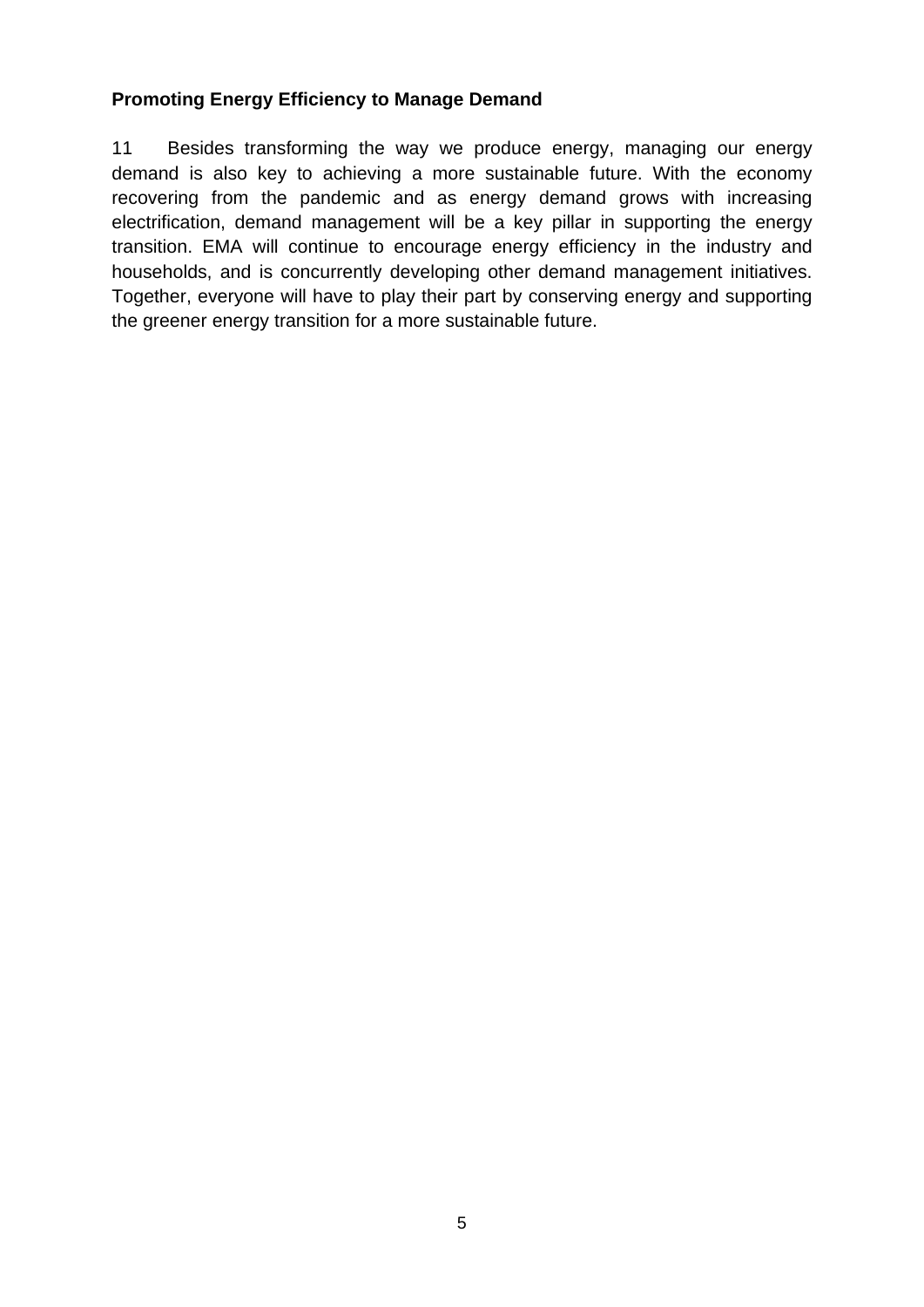**Promoting Energy Efficiency to Manage Demand**

11 Besides transforming the way we produce energy, managing our energy demand is also key to achieving a more sustainable future. With the economy recovering from the pandemic and as energy demand grows with increasing electrification, demand management will be a key pillar in supporting the energy transition. EMA will continue to encourage energy efficiency in the industry and households, and is concurrently developing other demand management initiatives. Together, everyone will have to play their part by conserving energy and supporting the greener energy transition for a more sustainable future.